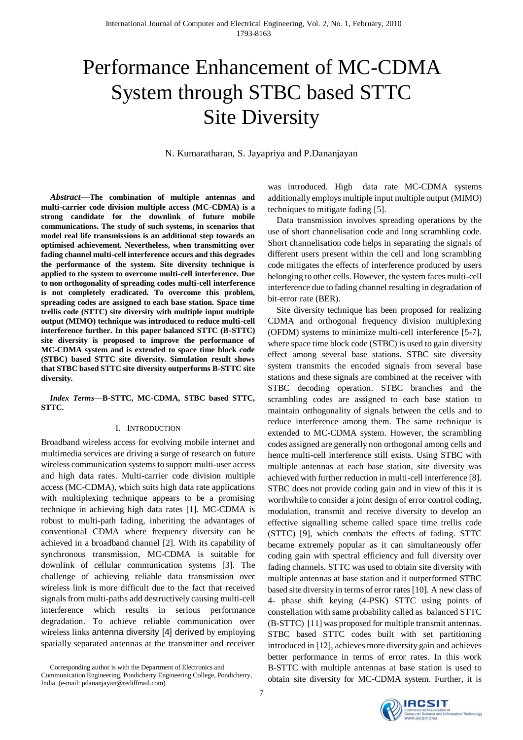# Performance Enhancement of MC-CDMA System through STBC based STTC Site Diversity

N. Kumaratharan, S. Jayapriya and P.Dananjayan

***Abstract*—The combination of multiple antennas and multi-carrier code division multiple access (MC-CDMA) is a strong candidate for the downlink of future mobile communications. The study of such systems, in scenarios that model real life transmissions is an additional step towards an optimised achievement. Nevertheless, when transmitting over fading channel multi-cell interference occurs and this degrades the performance of the system. Site diversity technique is applied to the system to overcome multi-cell interference. Due to non orthogonality of spreading codes multi-cell interference is not completely eradicated. To overcome this problem, spreading codes are assigned to each base station. Space time trellis code (STTC) site diversity with multiple input multiple output (MIMO) technique was introduced to reduce multi-cell interference further. In this paper balanced STTC (B-STTC) site diversity is proposed to improve the performance of MC-CDMA system and is extended to space time block code (STBC) based STTC site diversity. Simulation result shows that STBC based STTC site diversity outperforms B-STTC site diversity.**

***Index Terms*—B-STTC, MC-CDMA, STBC based STTC, STTC.**

## I. Introduction

Broadband wireless access for evolving mobile internet and multimedia services are driving a surge of research on future wireless communication systems to support multi-user access and high data rates. Multi-carrier code division multiple access (MC-CDMA), which suits high data rate applications with multiplexing technique appears to be a promising technique in achieving high data rates [1]. MC-CDMA is robust to multi-path fading, inheriting the advantages of conventional CDMA where frequency diversity can be achieved in a broadband channel [2]. With its capability of synchronous transmission, MC-CDMA is suitable for downlink of cellular communication systems [3]. The challenge of achieving reliable data transmission over wireless link is more difficult due to the fact that received signals from multi-paths add destructively causing multi-cell interference which results in serious performance degradation. To achieve reliable communication over wireless links antenna diversity [4] derived by employing spatially separated antennas at the transmitter and receiver was introduced. High data rate MC-CDMA systems additionally employs multiple input multiple output (MIMO) techniques to mitigate fading [5].

Data transmission involves spreading operations by the use of short channelisation code and long scrambling code. Short channelisation code helps in separating the signals of different users present within the cell and long scrambling code mitigates the effects of interference produced by users belonging to other cells. However, the system faces multi-cell interference due to fading channel resulting in degradation of bit-error rate (BER).

Site diversity technique has been proposed for realizing CDMA and orthogonal frequency division multiplexing (OFDM) systems to minimize multi-cell interference [5-7], where space time block code (STBC) is used to gain diversity effect among several base stations. STBC site diversity system transmits the encoded signals from several base stations and these signals are combined at the receiver with STBC decoding operation. STBC branches and the scrambling codes are assigned to each base station to maintain orthogonality of signals between the cells and to reduce interference among them. The same technique is extended to MC-CDMA system. However, the scrambling codes assigned are generally non orthogonal among cells and hence multi-cell interference still exists. Using STBC with multiple antennas at each base station, site diversity was achieved with further reduction in multi-cell interference [8]. STBC does not provide coding gain and in view of this it is worthwhile to consider a joint design of error control coding, modulation, transmit and receive diversity to develop an effective signalling scheme called space time trellis code (STTC) [9], which combats the effects of fading. STTC became extremely popular as it can simultaneously offer coding gain with spectral efficiency and full diversity over fading channels. STTC was used to obtain site diversity with multiple antennas at base station and it outperformed STBC based site diversity in terms of error rates [10]. A new class of 4- phase shift keying (4-PSK) STTC using points of constellation with same probability called as balanced STTC (B-STTC) [11] was proposed for multiple transmit antennas. STBC based STTC codes built with set partitioning introduced in [12], achieves more diversity gain and achieves better performance in terms of error rates. In this work B-STTC with multiple antennas at base station is used to obtain site diversity for MC-CDMA system. Further, it is

Corresponding author is with the Department of Electronics and Communication Engineering, Pondicherry Engineering College, Pondicherry, India. (e-mail: pdananjayan@rediffmail.com)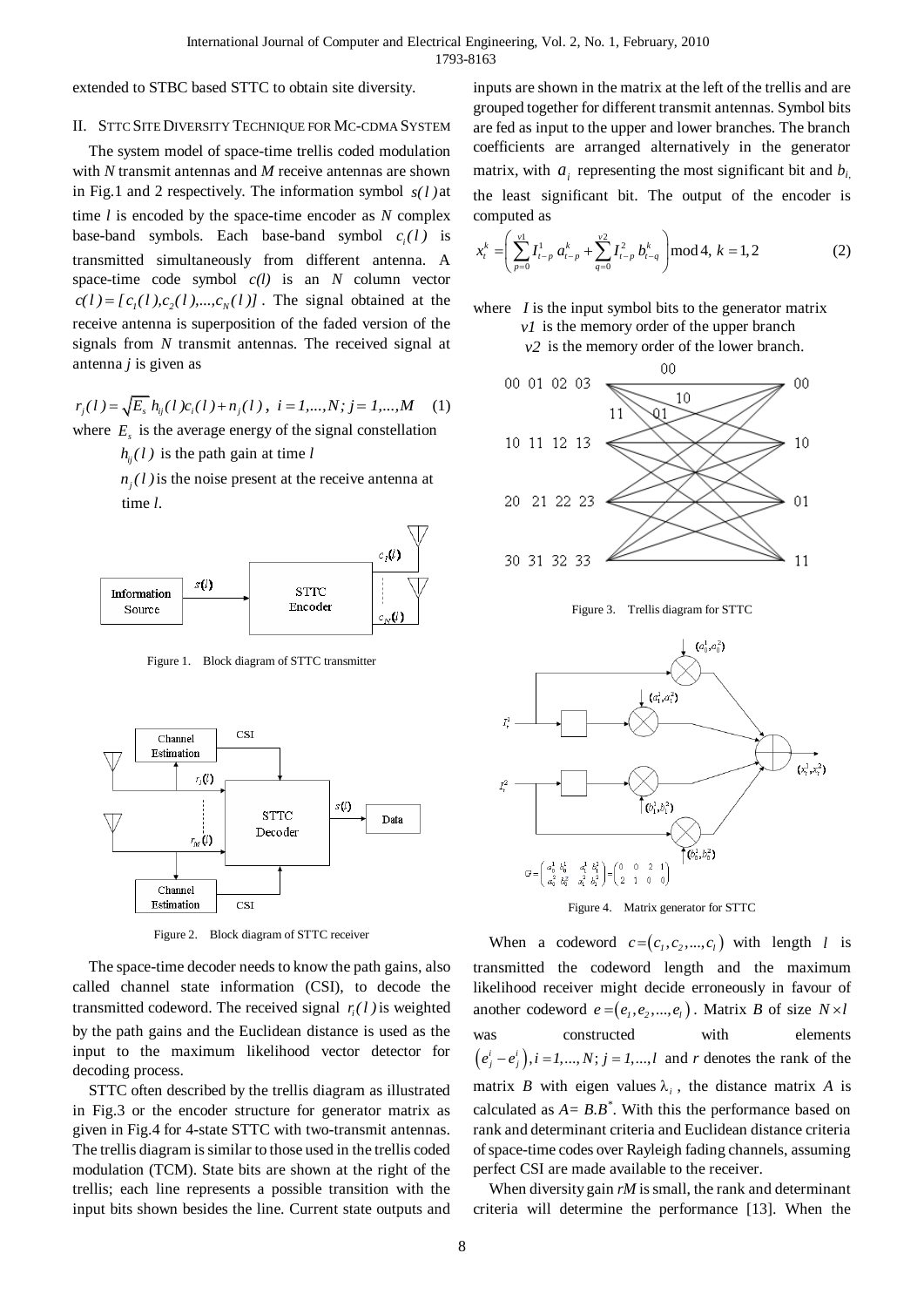extended to STBC based STTC to obtain site diversity.

## II. STTC Site Diversity Technique for MC-CDMA System

The system model of space-time trellis coded modulation with *N* transmit antennas and *M* receive antennas are shown in Fig.1 and 2 respectively. The information symbol $s(l)$ at time *l* is encoded by the space-time encoder as *N* complex base-band symbols. Each base-band symbol $c_i(l)$ is transmitted simultaneously from different antenna. A space-time code symbol *c(l)* is an *N* column vector $c(l) = [c_1(l), c_2(l), ..., c_N(l)]$. The signal obtained at the receive antenna is superposition of the faded version of the signals from *N* transmit antennas. The received signal at antenna *j* is given as

$$r_j(l) = \sqrt{E_s}\, h_{ij}(l) c_i(l) + n_j(l)\,,\ \ i = 1,...,N;\ j = 1,...,M \quad (1)$$

where $E_s$ is the average energy of the signal constellation

$h_{ij}(l)$ is the path gain at time *l*

$n_j(l)$ is the noise present at the receive antenna at time *l*.

Figure 1. Block diagram of STTC transmitter

Figure 2. Block diagram of STTC receiver

The space-time decoder needs to know the path gains, also called channel state information (CSI), to decode the transmitted codeword. The received signal $r_i(l)$ is weighted by the path gains and the Euclidean distance is used as the input to the maximum likelihood vector detector for decoding process.

STTC often described by the trellis diagram as illustrated in Fig.3 or the encoder structure for generator matrix as given in Fig.4 for 4-state STTC with two-transmit antennas. The trellis diagram is similar to those used in the trellis coded modulation (TCM). State bits are shown at the right of the trellis; each line represents a possible transition with the input bits shown besides the line. Current state outputs and inputs are shown in the matrix at the left of the trellis and are grouped together for different transmit antennas. Symbol bits are fed as input to the upper and lower branches. The branch coefficients are arranged alternatively in the generator matrix, with $a_i$ representing the most significant bit and $b_i$, the least significant bit. The output of the encoder is computed as

$$x_t^k = \left( \sum_{p=0}^{v1} I_{t-p}^1\, a_{t-p}^k + \sum_{q=0}^{v2} I_{t-p}^2\, b_{t-q}^k \right) \bmod 4,\ k = 1,2 \quad (2)$$

where *I* is the input symbol bits to the generator matrix

*v1* is the memory order of the upper branch

*v2* is the memory order of the lower branch.

Figure 3. Trellis diagram for STTC

Figure 4. Matrix generator for STTC

When a codeword $c = (c_1, c_2, ..., c_l)$ with length *l* is transmitted the codeword length and the maximum likelihood receiver might decide erroneously in favour of another codeword $e = (e_1, e_2, ..., e_l)$. Matrix *B* of size $N \times l$ was constructed with elements $\left(e_j^i - e_j^i\right), i = 1,...,N;\ j = 1,...,l$ and *r* denotes the rank of the matrix *B* with eigen values $\lambda_i$, the distance matrix *A* is calculated as $A = B.B^*$. With this the performance based on rank and determinant criteria and Euclidean distance criteria of space-time codes over Rayleigh fading channels, assuming perfect CSI are made available to the receiver.

When diversity gain *rM* is small, the rank and determinant criteria will determine the performance [13]. When the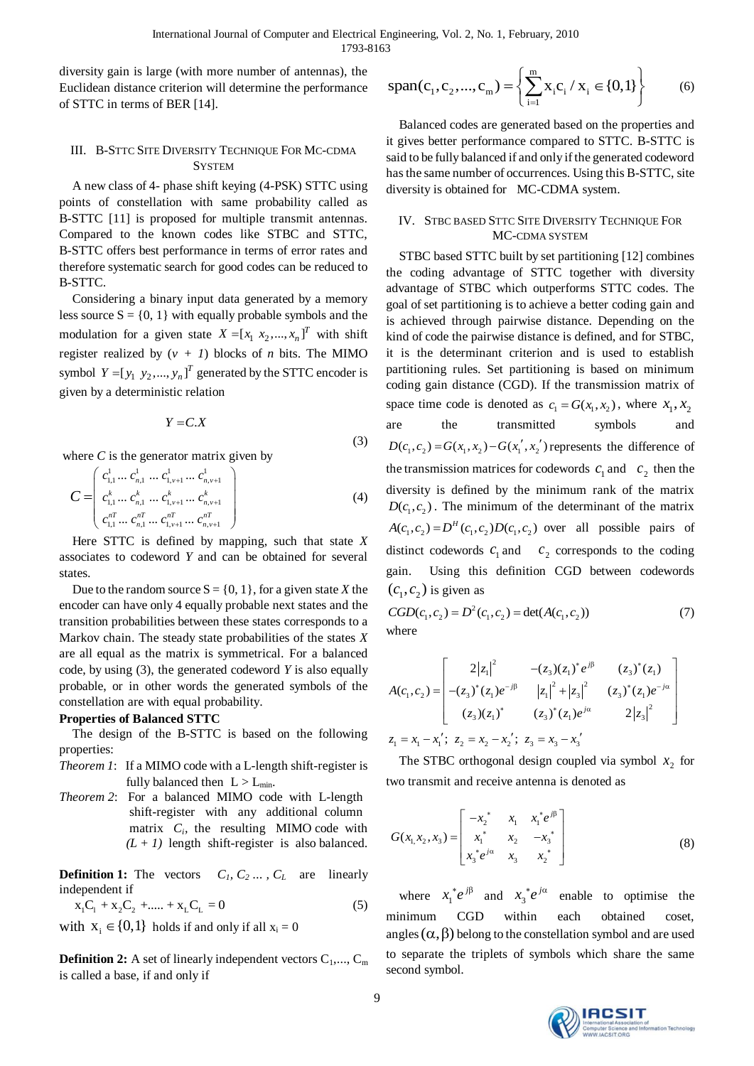diversity gain is large (with more number of antennas), the Euclidean distance criterion will determine the performance of STTC in terms of BER [14].

## III. B-STTC Site Diversity Technique For MC-CDMA System

A new class of 4- phase shift keying (4-PSK) STTC using points of constellation with same probability called as B-STTC [11] is proposed for multiple transmit antennas. Compared to the known codes like STBC and STTC, B-STTC offers best performance in terms of error rates and therefore systematic search for good codes can be reduced to B-STTC.

Considering a binary input data generated by a memory less source S = {0, 1} with equally probable symbols and the modulation for a given state $X = [x_1\ x_2, ..., x_n]^T$ with shift register realized by $(v + 1)$ blocks of $n$ bits. The MIMO symbol $Y = [y_1\ y_2, ..., y_n]^T$ generated by the STTC encoder is given by a deterministic relation

$$Y = C.X \tag{3}$$

where $C$ is the generator matrix given by

$$C = \begin{pmatrix} c_{1,1}^{1} \dots c_{n,1}^{1} \dots c_{1,v+1}^{1} \dots c_{n,v+1}^{1} \\ c_{1,1}^{k} \dots c_{n,1}^{k} \dots c_{1,v+1}^{k} \dots c_{n,v+1}^{k} \\ c_{1,1}^{nT} \dots c_{n,1}^{nT} \dots c_{1,v+1}^{nT} \dots c_{n,v+1}^{nT} \end{pmatrix} \tag{4}$$

Here STTC is defined by mapping, such that state $X$ associates to codeword $Y$ and can be obtained for several states.

Due to the random source S = {0, 1}, for a given state $X$ the encoder can have only 4 equally probable next states and the transition probabilities between these states corresponds to a Markov chain. The steady state probabilities of the states $X$ are all equal as the matrix is symmetrical. For a balanced code, by using (3), the generated codeword $Y$ is also equally probable, or in other words the generated symbols of the constellation are with equal probability.

**Properties of Balanced STTC**

The design of the B-STTC is based on the following properties:

*Theorem 1*: If a MIMO code with a L-length shift-register is fully balanced then $L > L_{min}$.

*Theorem 2*: For a balanced MIMO code with L-length shift-register with any additional column matrix $C_i$, the resulting MIMO code with $(L + 1)$ length shift-register is also balanced.

**Definition 1:** The vectors $C_1, C_2 \dots, C_L$ are linearly independent if

$$x_1 C_1 + x_2 C_2 + \dots + x_L C_L = 0 \tag{5}$$

with $x_i \in \{0,1\}$ holds if and only if all $x_i = 0$

**Definition 2:** A set of linearly independent vectors $C_1, \dots, C_m$ is called a base, if and only if

$$\text{span}(c_1, c_2, \dots, c_m) = \left\{ \sum_{i=1}^{m} x_i c_i \,/\, x_i \in \{0,1\} \right\} \tag{6}$$

Balanced codes are generated based on the properties and it gives better performance compared to STTC. B-STTC is said to be fully balanced if and only if the generated codeword has the same number of occurrences. Using this B-STTC, site diversity is obtained for MC-CDMA system.

## IV. STBC Based STTC Site Diversity Technique For MC-CDMA System

STBC based STTC built by set partitioning [12] combines the coding advantage of STTC together with diversity advantage of STBC which outperforms STTC codes. The goal of set partitioning is to achieve a better coding gain and is achieved through pairwise distance. Depending on the kind of code the pairwise distance is defined, and for STBC, it is the determinant criterion and is used to establish partitioning rules. Set partitioning is based on minimum coding gain distance (CGD). If the transmission matrix of space time code is denoted as $c_1 = G(x_1, x_2)$, where $x_1, x_2$ are the transmitted symbols and $D(c_1, c_2) = G(x_1, x_2) - G(x_1', x_2')$ represents the difference of the transmission matrices for codewords $c_1$ and $c_2$ then the diversity is defined by the minimum rank of the matrix $D(c_1, c_2)$. The minimum of the determinant of the matrix $A(c_1, c_2) = D^H(c_1, c_2)D(c_1, c_2)$ over all possible pairs of distinct codewords $c_1$ and $c_2$ corresponds to the coding gain. Using this definition CGD between codewords $(c_1, c_2)$ is given as

$$CGD(c_1, c_2) = D^2(c_1, c_2) = \det(A(c_1, c_2)) \tag{7}$$

where

$$A(c_1, c_2) = \begin{bmatrix} 2|z_1|^2 & -(z_3)(z_1)^* e^{j\beta} & (z_3)^*(z_1) \\ -(z_3)^*(z_1)e^{-j\beta} & |z_1|^2 + |z_3|^2 & (z_3)^*(z_1)e^{-j\alpha} \\ (z_3)(z_1)^* & (z_3)^*(z_1)e^{j\alpha} & 2|z_3|^2 \end{bmatrix}$$

$z_1 = x_1 - x_1'$; $z_2 = x_2 - x_2'$; $z_3 = x_3 - x_3'$

The STBC orthogonal design coupled via symbol $x_2$ for two transmit and receive antenna is denoted as

$$G(x_1, x_2, x_3) = \begin{bmatrix} -x_2^* & x_1 & x_1^* e^{j\beta} \\ x_1^* & x_2 & -x_3^* \\ x_3^* e^{j\alpha} & x_3 & x_2^* \end{bmatrix} \tag{8}$$

where $x_1^* e^{j\beta}$ and $x_3^* e^{j\alpha}$ enable to optimise the minimum CGD within each obtained coset, angles $(\alpha, \beta)$ belong to the constellation symbol and are used to separate the triplets of symbols which share the same second symbol.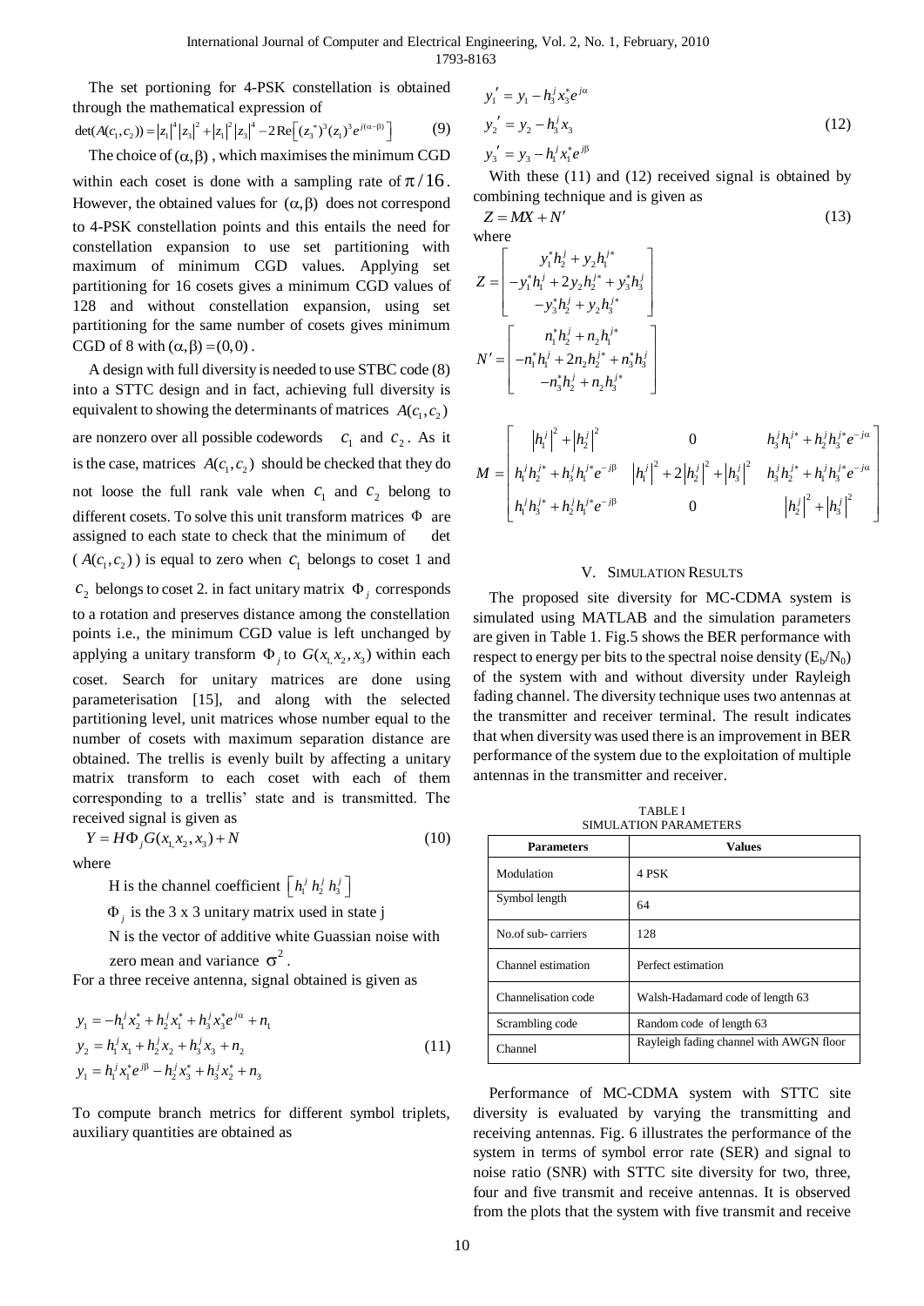The set portioning for 4-PSK constellation is obtained through the mathematical expression of

$$\det(A(c_1,c_2)) = |z_1|^4|z_3|^2 + |z_1|^2|z_3|^4 - 2\,\mathrm{Re}\left[(z_3^*)^3(z_1)^3 e^{j(\alpha-\beta)}\right] \tag{9}$$

The choice of $(\alpha,\beta)$, which maximises the minimum CGD within each coset is done with a sampling rate of $\pi/16$. However, the obtained values for $(\alpha,\beta)$ does not correspond to 4-PSK constellation points and this entails the need for constellation expansion to use set partitioning with maximum of minimum CGD values. Applying set partitioning for 16 cosets gives a minimum CGD values of 128 and without constellation expansion, using set partitioning for the same number of cosets gives minimum CGD of 8 with $(\alpha,\beta) = (0,0)$.

A design with full diversity is needed to use STBC code (8) into a STTC design and in fact, achieving full diversity is equivalent to showing the determinants of matrices $A(c_1,c_2)$ are nonzero over all possible codewords $c_1$ and $c_2$. As it is the case, matrices $A(c_1,c_2)$ should be checked that they do not loose the full rank vale when $c_1$ and $c_2$ belong to different cosets. To solve this unit transform matrices $\Phi$ are assigned to each state to check that the minimum of det ($A(c_1,c_2)$) is equal to zero when $c_1$ belongs to coset 1 and $c_2$ belongs to coset 2. in fact unitary matrix $\Phi_j$ corresponds to a rotation and preserves distance among the constellation points i.e., the minimum CGD value is left unchanged by applying a unitary transform $\Phi_j$ to $G(x_1, x_2, x_3)$ within each coset. Search for unitary matrices are done using parameterisation [15], and along with the selected partitioning level, unit matrices whose number equal to the number of cosets with maximum separation distance are obtained. The trellis is evenly built by affecting a unitary matrix transform to each coset with each of them corresponding to a trellis' state and is transmitted. The received signal is given as

$$Y = H\Phi_j G(x_1, x_2, x_3) + N \tag{10}$$

where

H is the channel coefficient $\left[h_1^j \ h_2^j \ h_3^j\right]$

$\Phi_j$ is the 3 x 3 unitary matrix used in state j

N is the vector of additive white Guassian noise with zero mean and variance $\sigma^2$.

For a three receive antenna, signal obtained is given as

$$\begin{aligned} y_1 &= -h_1^j x_2^* + h_2^j x_1^* + h_3^j x_3^* e^{j\alpha} + n_1 \\ y_2 &= h_1^j x_1 + h_2^j x_2 + h_3^j x_3 + n_2 \\ y_1 &= h_1^j x_1^* e^{j\beta} - h_2^j x_3^* + h_3^j x_2^* + n_3 \end{aligned} \tag{11}$$

To compute branch metrics for different symbol triplets, auxiliary quantities are obtained as

$$\begin{aligned} y_1' &= y_1 - h_3^j x_3^* e^{j\alpha} \\ y_2' &= y_2 - h_3^j x_3 \\ y_3' &= y_3 - h_1^j x_1^* e^{j\beta} \end{aligned} \tag{12}$$

With these (11) and (12) received signal is obtained by combining technique and is given as

$$Z = MX + N' \tag{13}$$

where

$$Z = \begin{bmatrix} y_1^* h_2^j + y_2 h_1^{j*} \\ -y_1^* h_1^j + 2y_2 h_2^{j*} + y_3^* h_3^j \\ -y_3^* h_2^j + y_2 h_3^{j*} \end{bmatrix}$$

$$N' = \begin{bmatrix} n_1^* h_2^j + n_2 h_1^{j*} \\ -n_1^* h_1^j + 2n_2 h_2^{j*} + n_3^* h_3^j \\ -n_3^* h_2^j + n_2 h_3^{j*} \end{bmatrix}$$

$$M = \begin{bmatrix} \left|h_1^j\right|^2 + \left|h_2^j\right|^2 & 0 & h_3^j h_1^{j*} + h_2^j h_3^{j*} e^{-j\alpha} \\ h_1^j h_2^{j*} + h_3^j h_1^{j*} e^{-j\beta} & \left|h_1^j\right|^2 + 2\left|h_2^j\right|^2 + \left|h_3^j\right|^2 & h_3^j h_2^{j*} + h_1^j h_3^{j*} e^{-j\alpha} \\ h_1^j h_3^{j*} + h_2^j h_1^{j*} e^{-j\beta} & 0 & \left|h_2^j\right|^2 + \left|h_3^j\right|^2 \end{bmatrix}$$

## V. Simulation Results

The proposed site diversity for MC-CDMA system is simulated using MATLAB and the simulation parameters are given in Table 1. Fig.5 shows the BER performance with respect to energy per bits to the spectral noise density ($E_b/N_0$) of the system with and without diversity under Rayleigh fading channel. The diversity technique uses two antennas at the transmitter and receiver terminal. The result indicates that when diversity was used there is an improvement in BER performance of the system due to the exploitation of multiple antennas in the transmitter and receiver.

TABLE I
SIMULATION PARAMETERS

| Parameters | Values |
|---|---|
| Modulation | 4 PSK |
| Symbol length | 64 |
| No.of sub- carriers | 128 |
| Channel estimation | Perfect estimation |
| Channelisation code | Walsh-Hadamard code of length 63 |
| Scrambling code | Random code of length 63 |
| Channel | Rayleigh fading channel with AWGN floor |

Performance of MC-CDMA system with STTC site diversity is evaluated by varying the transmitting and receiving antennas. Fig. 6 illustrates the performance of the system in terms of symbol error rate (SER) and signal to noise ratio (SNR) with STTC site diversity for two, three, four and five transmit and receive antennas. It is observed from the plots that the system with five transmit and receive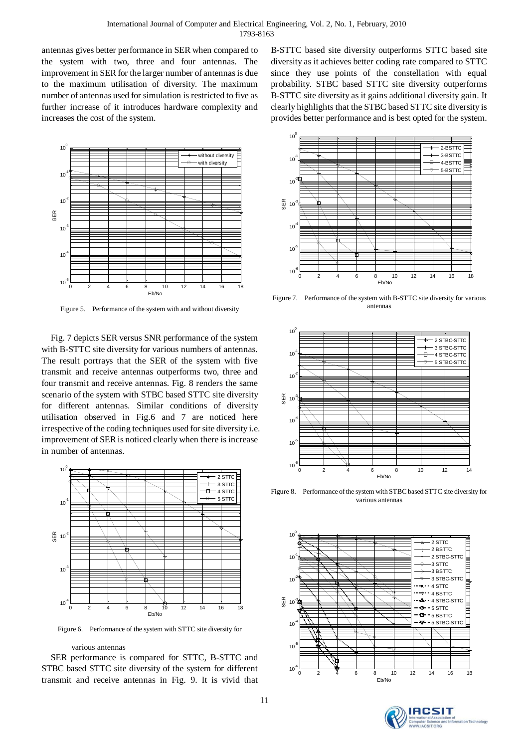antennas gives better performance in SER when compared to the system with two, three and four antennas. The improvement in SER for the larger number of antennas is due to the maximum utilisation of diversity. The maximum number of antennas used for simulation is restricted to five as further increase of it introduces hardware complexity and increases the cost of the system.

Figure 5. Performance of the system with and without diversity

Fig. 7 depicts SER versus SNR performance of the system with B-STTC site diversity for various numbers of antennas. The result portrays that the SER of the system with five transmit and receive antennas outperforms two, three and four transmit and receive antennas. Fig. 8 renders the same scenario of the system with STBC based STTC site diversity for different antennas. Similar conditions of diversity utilisation observed in Fig.6 and 7 are noticed here irrespective of the coding techniques used for site diversity i.e. improvement of SER is noticed clearly when there is increase in number of antennas.

Figure 6. Performance of the system with STTC site diversity for various antennas

SER performance is compared for STTC, B-STTC and STBC based STTC site diversity of the system for different transmit and receive antennas in Fig. 9. It is vivid that B-STTC based site diversity outperforms STTC based site diversity as it achieves better coding rate compared to STTC since they use points of the constellation with equal probability. STBC based STTC site diversity outperforms B-STTC site diversity as it gains additional diversity gain. It clearly highlights that the STBC based STTC site diversity is provides better performance and is best opted for the system.

Figure 7. Performance of the system with B-STTC site diversity for various antennas

Figure 8. Performance of the system with STBC based STTC site diversity for various antennas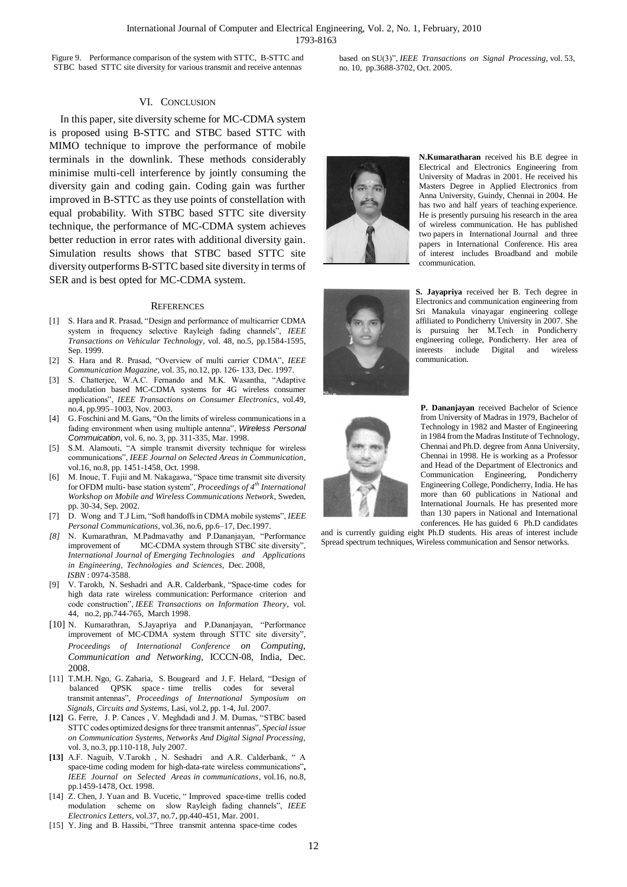Figure 9. Performance comparison of the system with STTC, B-STTC and STBC based STTC site diversity for various transmit and receive antennas

## VI. Conclusion

In this paper, site diversity scheme for MC-CDMA system is proposed using B-STTC and STBC based STTC with MIMO technique to improve the performance of mobile terminals in the downlink. These methods considerably minimise multi-cell interference by jointly consuming the diversity gain and coding gain. Coding gain was further improved in B-STTC as they use points of constellation with equal probability. With STBC based STTC site diversity technique, the performance of MC-CDMA system achieves better reduction in error rates with additional diversity gain. Simulation results shows that STBC based STTC site diversity outperforms B-STTC based site diversity in terms of SER and is best opted for MC-CDMA system.

## References

[1] S. Hara and R. Prasad, "Design and performance of multicarrier CDMA system in frequency selective Rayleigh fading channels", *IEEE Transactions on Vehicular Technology*, vol. 48, no.5, pp.1584-1595, Sep. 1999.

[2] S. Hara and R. Prasad, "Overview of multi carrier CDMA", *IEEE Communication Magazine*, vol. 35, no.12, pp. 126- 133, Dec. 1997.

[3] S. Chatterjee, W.A.C. Fernando and M.K. Wasantha, "Adaptive modulation based MC-CDMA systems for 4G wireless consumer applications", *IEEE Transactions on Consumer Electronics*, vol.49, no.4, pp.995–1003, Nov. 2003.

[4] G. Foschini and M. Gans, "On the limits of wireless communications in a fading environment when using multiple antenna", *Wireless Personal Commuication*, vol. 6, no. 3, pp. 311-335, Mar. 1998.

[5] S.M. Alamouti, "A simple transmit diversity technique for wireless communications", *IEEE Journal on Selected Areas in Communication*, vol.16, no.8, pp. 1451-1458, Oct. 1998.

[6] M. Inoue, T. Fujii and M. Nakagawa, "Space time transmit site diversity for OFDM multi- base station system", *Proceedings of 4th International Workshop on Mobile and Wireless Communications Network*, Sweden, pp. 30-34, Sep. 2002.

[7] D. Wong and T.J Lim, "Soft handoffs in CDMA mobile systems", *IEEE Personal Communications*, vol.36, no.6, pp.6–17, Dec.1997.

[8] N. Kumarathran, M.Padmavathy and P.Dananjayan, "Performance improvement of MC-CDMA system through STBC site diversity", *International Journal of Emerging Technologies and Applications in Engineering, Technologies and Sciences*, Dec. 2008, *ISBN* : 0974-3588.

[9] V. Tarokh, N. Seshadri and A.R. Calderbank, "Space-time codes for high data rate wireless communication: Performance criterion and code construction", *IEEE Transactions on Information Theory*, vol. 44, no.2, pp.744-765, March 1998.

[10] N. Kumarathran, S.Jayapriya and P.Dananjayan, "Performance improvement of MC-CDMA system through STTC site diversity", *Proceedings of International Conference on Computing, Communication and Networking*, ICCCN-08, India, Dec. 2008.

[11] T.M.H. Ngo, G. Zaharia, S. Bougeard and J. F. Helard, "Design of balanced QPSK space - time trellis codes for several transmit antennas", *Proceedings of International Symposium on Signals, Circuits and Systems*, Lasi, vol.2, pp. 1-4, Jul. 2007.

**[12]** G. Ferre, J. P. Cances , V. Meghdadi and J. M. Dumas, "STBC based STTC codes optimized designs for three transmit antennas", *Special issue on Communication Systems, Networks And Digital Signal Processing*, vol. 3, no.3, pp.110-118, July 2007.

**[13]** A.F. Naguib, V.Tarokh , N. Seshadri and A.R. Calderbank, " A space-time coding modem for high-data-rate wireless communications", *IEEE Journal on Selected Areas in communications*, vol.16, no.8, pp.1459-1478, Oct. 1998.

[14] Z. Chen, J. Yuan and B. Vucetic, " Improved space-time trellis coded modulation scheme on slow Rayleigh fading channels", *IEEE Electronics Letters*, vol.37, no.7, pp.440-451, Mar. 2001.

[15] Y. Jing and B. Hassibi, "Three transmit antenna space-time codes based on SU(3)", *IEEE Transactions on Signal Processing*, vol. 53, no. 10, pp.3688-3702, Oct. 2005.

**N.Kumaratharan** received his B.E degree in Electrical and Electronics Engineering from University of Madras in 2001. He received his Masters Degree in Applied Electronics from Anna University, Guindy, Chennai in 2004. He has two and half years of teaching experience. He is presently pursuing his research in the area of wireless communication. He has published two papers in International Journal and three papers in International Conference. His area of interest includes Broadband and mobile ccommunication.

**S. Jayapriya** received her B. Tech degree in Electronics and communication engineering from Sri Manakula vinayagar engineering college affiliated to Pondicherry University in 2007. She is pursuing her M.Tech in Pondicherry engineering college, Pondicherry. Her area of interests include Digital and wireless communication.

**P. Dananjayan** received Bachelor of Science from University of Madras in 1979, Bachelor of Technology in 1982 and Master of Engineering in 1984 from the Madras Institute of Technology, Chennai and Ph.D. degree from Anna University, Chennai in 1998. He is working as a Professor and Head of the Department of Electronics and Communication Engineering, Pondicherry Engineering College, Pondicherry, India. He has more than 60 publications in National and International Journals. He has presented more than 130 papers in National and International conferences. He has guided 6 Ph.D candidates and is currently guiding eight Ph.D students. His areas of interest include Spread spectrum techniques, Wireless communication and Sensor networks.